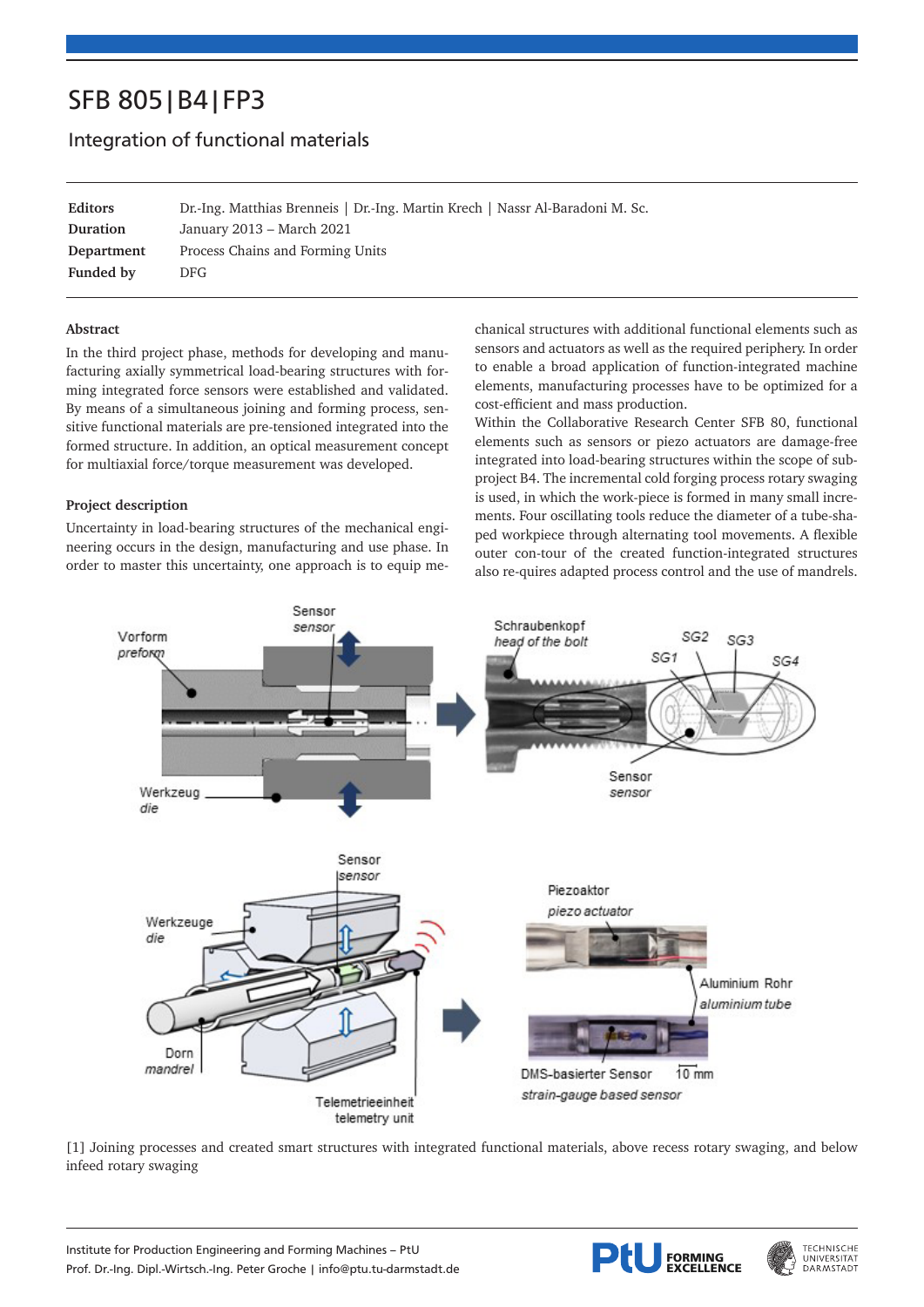# SFB 805|B4|FP3

## Integration of functional materials

| | |
|---|---|
| **Editors** | Dr.-Ing. Matthias Brenneis \| Dr.-Ing. Martin Krech \| Nassr Al-Baradoni M. Sc. |
| **Duration** | January 2013 – March 2021 |
| **Department** | Process Chains and Forming Units |
| **Funded by** | DFG |

### Abstract

In the third project phase, methods for developing and manufacturing axially symmetrical load-bearing structures with forming integrated force sensors were established and validated. By means of a simultaneous joining and forming process, sensitive functional materials are pre-tensioned integrated into the formed structure. In addition, an optical measurement concept for multiaxial force/torque measurement was developed.

### Project description

Uncertainty in load-bearing structures of the mechanical engineering occurs in the design, manufacturing and use phase. In order to master this uncertainty, one approach is to equip mechanical structures with additional functional elements such as sensors and actuators as well as the required periphery. In order to enable a broad application of function-integrated machine elements, manufacturing processes have to be optimized for a cost-efficient and mass production.

Within the Collaborative Research Center SFB 80, functional elements such as sensors or piezo actuators are damage-free integrated into load-bearing structures within the scope of subproject B4. The incremental cold forging process rotary swaging is used, in which the work-piece is formed in many small increments. Four oscillating tools reduce the diameter of a tube-shaped workpiece through alternating tool movements. A flexible outer con-tour of the created function-integrated structures also re-quires adapted process control and the use of mandrels.

[1] Joining processes and created smart structures with integrated functional materials, above recess rotary swaging, and below infeed rotary swaging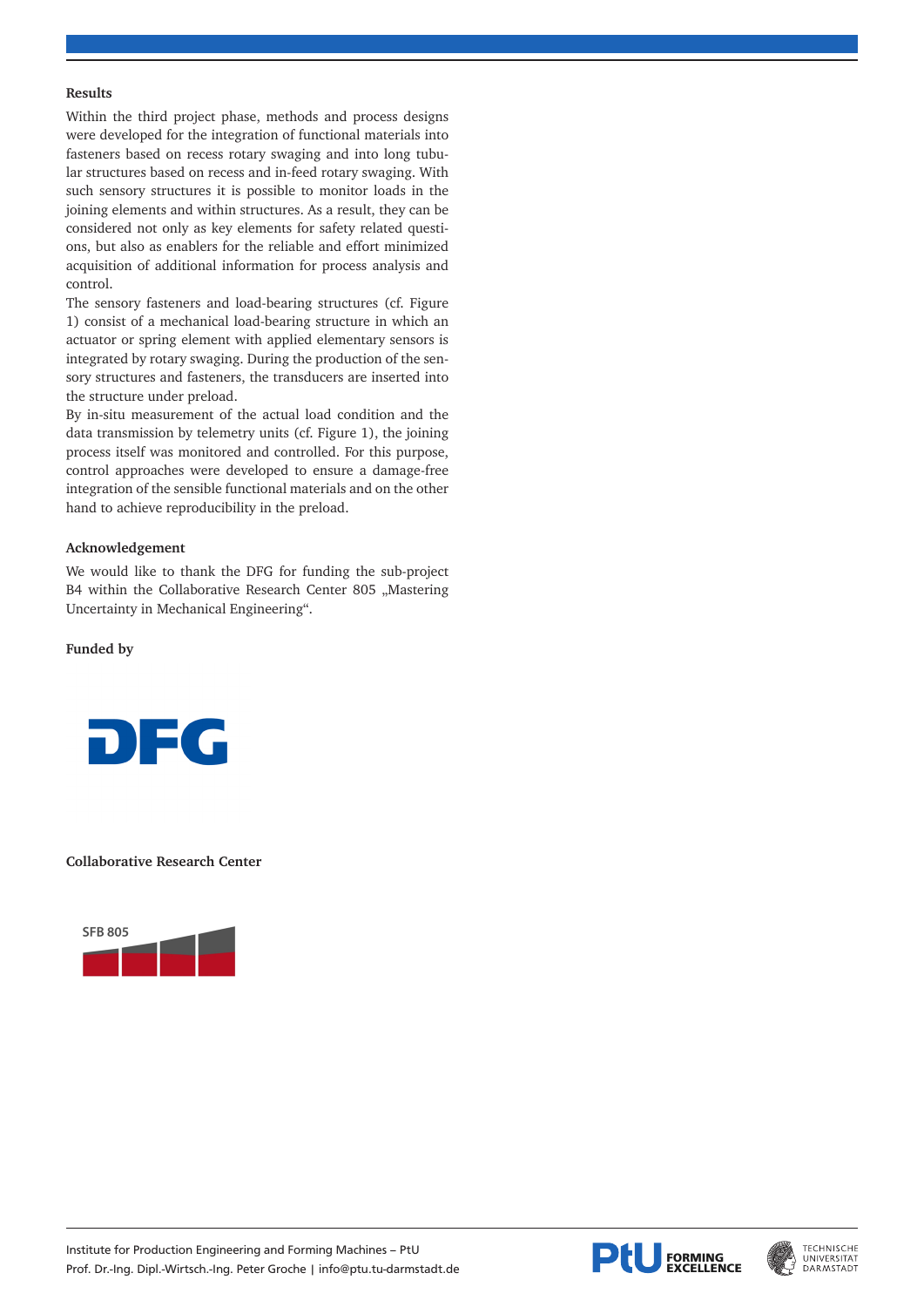## Results

Within the third project phase, methods and process designs were developed for the integration of functional materials into fasteners based on recess rotary swaging and into long tubular structures based on recess and in-feed rotary swaging. With such sensory structures it is possible to monitor loads in the joining elements and within structures. As a result, they can be considered not only as key elements for safety related questions, but also as enablers for the reliable and effort minimized acquisition of additional information for process analysis and control.

The sensory fasteners and load-bearing structures (cf. Figure 1) consist of a mechanical load-bearing structure in which an actuator or spring element with applied elementary sensors is integrated by rotary swaging. During the production of the sensory structures and fasteners, the transducers are inserted into the structure under preload.

By in-situ measurement of the actual load condition and the data transmission by telemetry units (cf. Figure 1), the joining process itself was monitored and controlled. For this purpose, control approaches were developed to ensure a damage-free integration of the sensible functional materials and on the other hand to achieve reproducibility in the preload.

## Acknowledgement

We would like to thank the DFG for funding the sub-project B4 within the Collaborative Research Center 805 „Mastering Uncertainty in Mechanical Engineering“.

**Funded by**

DFG

**Collaborative Research Center**

SFB 805

Institute for Production Engineering and Forming Machines – PtU
Prof. Dr.-Ing. Dipl.-Wirtsch.-Ing. Peter Groche | info@ptu.tu-darmstadt.de